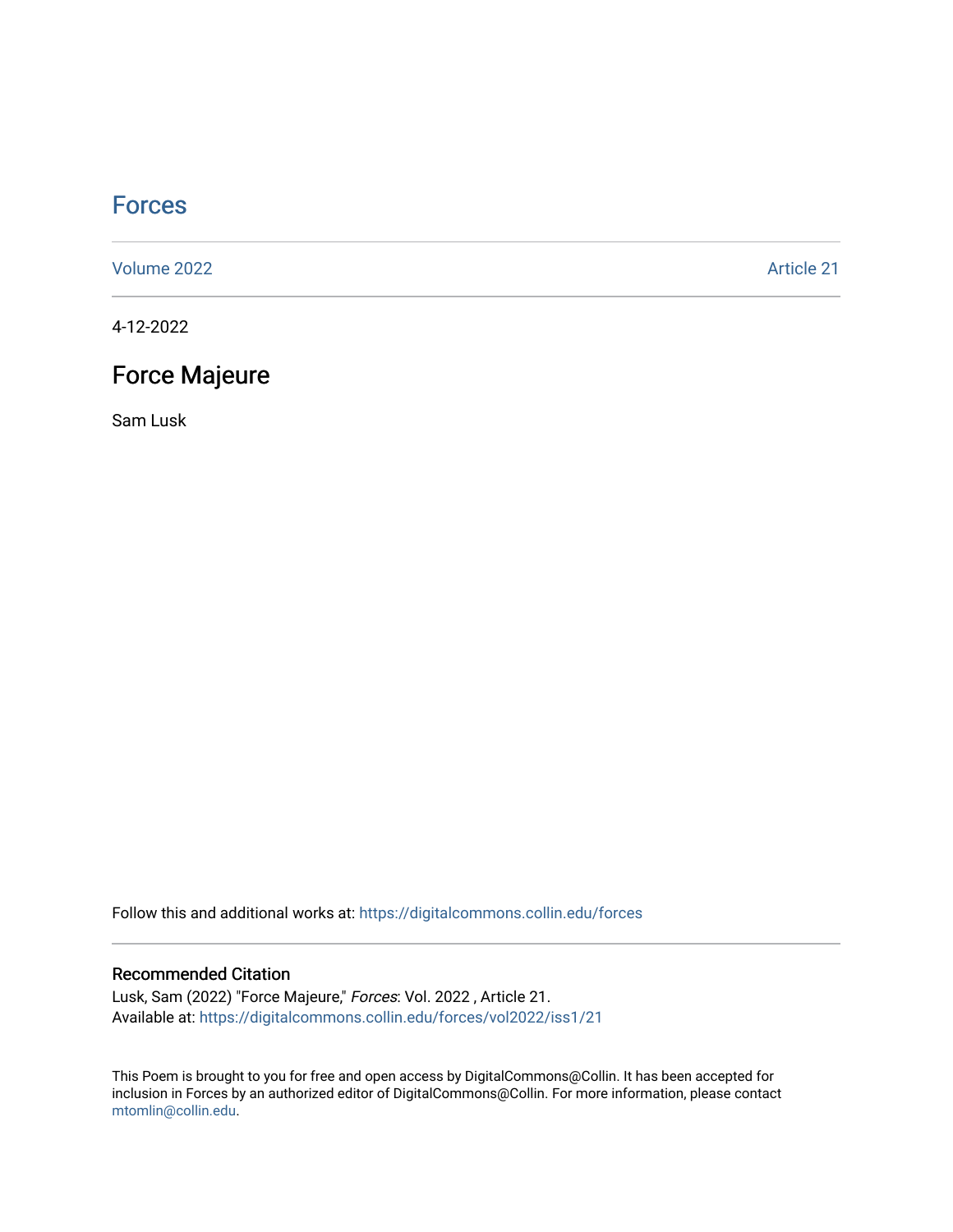# Forces

Volume 2022 Article 21

4-12-2022

## Force Majeure

Sam Lusk

Follow this and additional works at: https://digitalcommons.collin.edu/forces

### Recommended Citation

Lusk, Sam (2022) "Force Majeure," *Forces*: Vol. 2022 , Article 21.
Available at: https://digitalcommons.collin.edu/forces/vol2022/iss1/21

This Poem is brought to you for free and open access by DigitalCommons@Collin. It has been accepted for inclusion in Forces by an authorized editor of DigitalCommons@Collin. For more information, please contact mtomlin@collin.edu.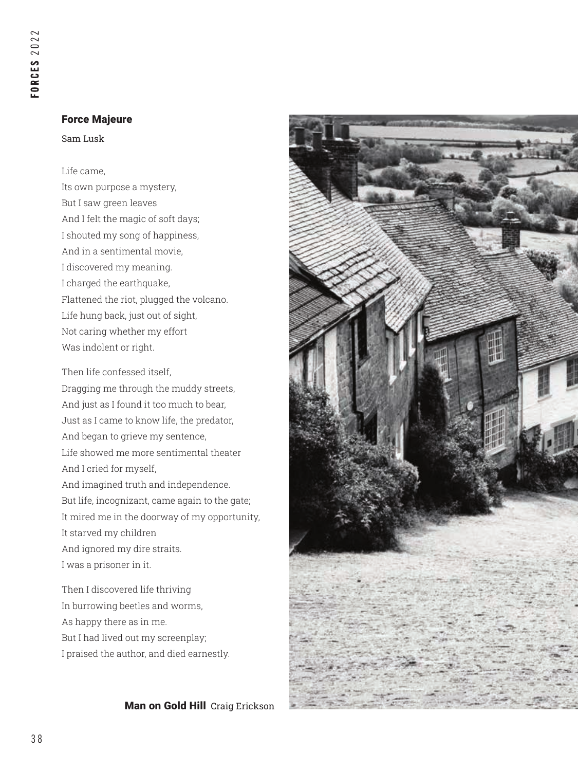## Force Majeure

Sam Lusk

Life came,
Its own purpose a mystery,
But I saw green leaves
And I felt the magic of soft days;
I shouted my song of happiness,
And in a sentimental movie,
I discovered my meaning.
I charged the earthquake,
Flattened the riot, plugged the volcano.
Life hung back, just out of sight,
Not caring whether my effort
Was indolent or right.

Then life confessed itself,
Dragging me through the muddy streets,
And just as I found it too much to bear,
Just as I came to know life, the predator,
And began to grieve my sentence,
Life showed me more sentimental theater
And I cried for myself,
And imagined truth and independence.
But life, incognizant, came again to the gate;
It mired me in the doorway of my opportunity,
It starved my children
And ignored my dire straits.
I was a prisoner in it.

Then I discovered life thriving
In burrowing beetles and worms,
As happy there as in me.
But I had lived out my screenplay;
I praised the author, and died earnestly.

**Man on Gold Hill** Craig Erickson